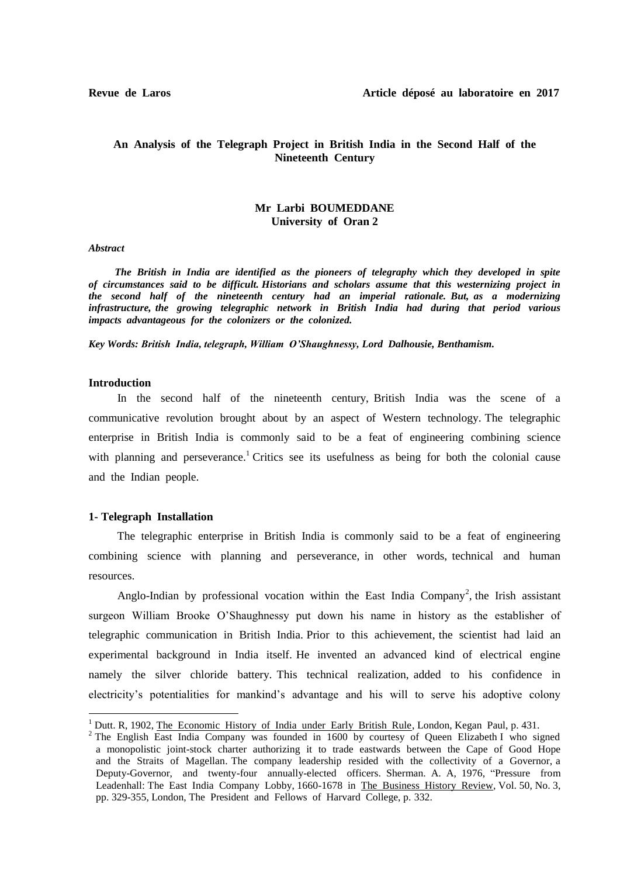**Revue de Laros** **Article déposé au laboratoire en 2017**

# An Analysis of the Telegraph Project in British India in the Second Half of the Nineteenth Century

**Mr Larbi BOUMEDDANE**
**University of Oran 2**

***Abstract***

***The British in India are identified as the pioneers of telegraphy which they developed in spite of circumstances said to be difficult. Historians and scholars assume that this westernizing project in the second half of the nineteenth century had an imperial rationale. But, as a modernizing infrastructure, the growing telegraphic network in British India had during that period various impacts advantageous for the colonizers or the colonized.***

***Key Words: British India, telegraph, William O'Shaughnessy, Lord Dalhousie, Benthamism.***

## Introduction

In the second half of the nineteenth century, British India was the scene of a communicative revolution brought about by an aspect of Western technology. The telegraphic enterprise in British India is commonly said to be a feat of engineering combining science with planning and perseverance.[1] Critics see its usefulness as being for both the colonial cause and the Indian people.

## 1- Telegraph Installation

The telegraphic enterprise in British India is commonly said to be a feat of engineering combining science with planning and perseverance, in other words, technical and human resources.

Anglo-Indian by professional vocation within the East India Company[2], the Irish assistant surgeon William Brooke O'Shaughnessy put down his name in history as the establisher of telegraphic communication in British India. Prior to this achievement, the scientist had laid an experimental background in India itself. He invented an advanced kind of electrical engine namely the silver chloride battery. This technical realization, added to his confidence in electricity's potentialities for mankind's advantage and his will to serve his adoptive colony

---

[1] Dutt. R, 1902, The Economic History of India under Early British Rule, London, Kegan Paul, p. 431.

[2] The English East India Company was founded in 1600 by courtesy of Queen Elizabeth I who signed a monopolistic joint-stock charter authorizing it to trade eastwards between the Cape of Good Hope and the Straits of Magellan. The company leadership resided with the collectivity of a Governor, a Deputy-Governor, and twenty-four annually-elected officers. Sherman. A. A, 1976, "Pressure from Leadenhall: The East India Company Lobby, 1660-1678 in The Business History Review, Vol. 50, No. 3, pp. 329-355, London, The President and Fellows of Harvard College, p. 332.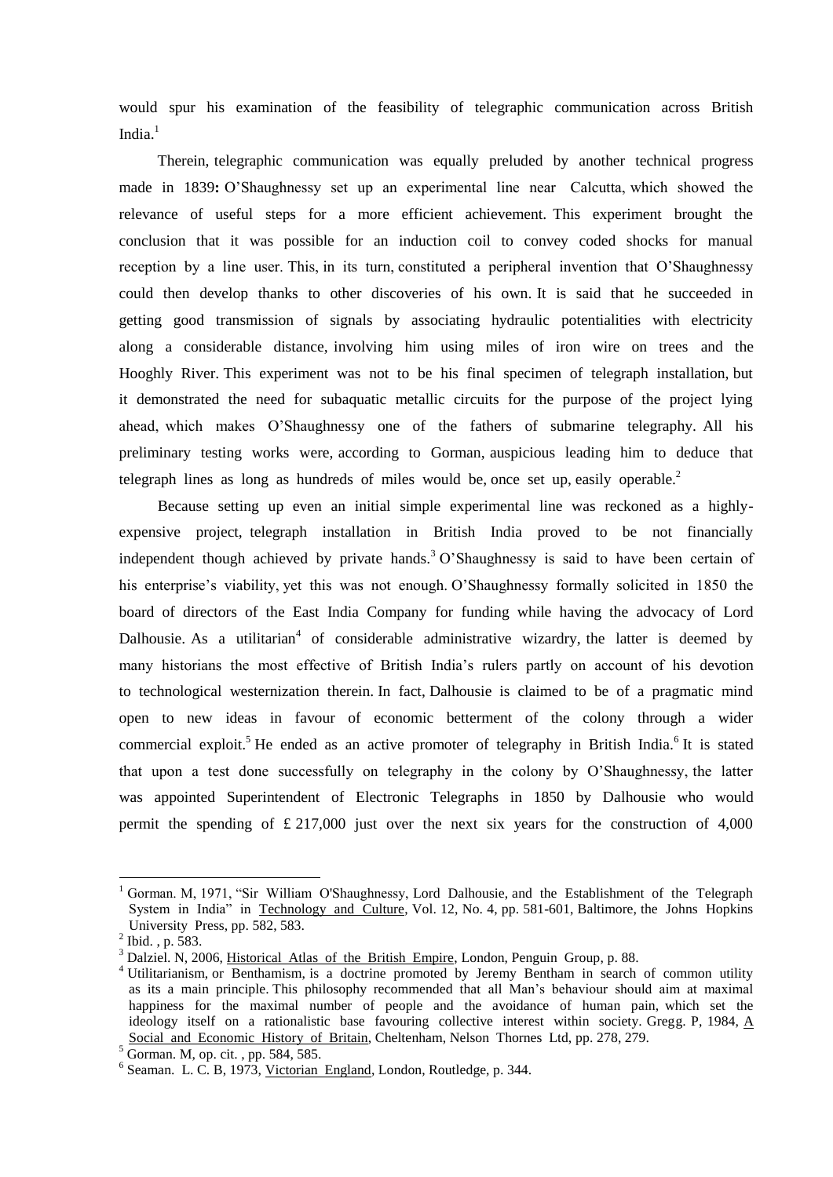would spur his examination of the feasibility of telegraphic communication across British India.[1]

Therein, telegraphic communication was equally preluded by another technical progress made in 1839**:** O'Shaughnessy set up an experimental line near Calcutta, which showed the relevance of useful steps for a more efficient achievement. This experiment brought the conclusion that it was possible for an induction coil to convey coded shocks for manual reception by a line user. This, in its turn, constituted a peripheral invention that O'Shaughnessy could then develop thanks to other discoveries of his own. It is said that he succeeded in getting good transmission of signals by associating hydraulic potentialities with electricity along a considerable distance, involving him using miles of iron wire on trees and the Hooghly River. This experiment was not to be his final specimen of telegraph installation, but it demonstrated the need for subaquatic metallic circuits for the purpose of the project lying ahead, which makes O'Shaughnessy one of the fathers of submarine telegraphy. All his preliminary testing works were, according to Gorman, auspicious leading him to deduce that telegraph lines as long as hundreds of miles would be, once set up, easily operable.[2]

Because setting up even an initial simple experimental line was reckoned as a highly-expensive project, telegraph installation in British India proved to be not financially independent though achieved by private hands.[3] O'Shaughnessy is said to have been certain of his enterprise's viability, yet this was not enough. O'Shaughnessy formally solicited in 1850 the board of directors of the East India Company for funding while having the advocacy of Lord Dalhousie. As a utilitarian[4] of considerable administrative wizardry, the latter is deemed by many historians the most effective of British India's rulers partly on account of his devotion to technological westernization therein. In fact, Dalhousie is claimed to be of a pragmatic mind open to new ideas in favour of economic betterment of the colony through a wider commercial exploit.[5] He ended as an active promoter of telegraphy in British India.[6] It is stated that upon a test done successfully on telegraphy in the colony by O'Shaughnessy, the latter was appointed Superintendent of Electronic Telegraphs in 1850 by Dalhousie who would permit the spending of £ 217,000 just over the next six years for the construction of 4,000

---

[1] Gorman. M, 1971, "Sir William O'Shaughnessy, Lord Dalhousie, and the Establishment of the Telegraph System in India" in Technology and Culture, Vol. 12, No. 4, pp. 581-601, Baltimore, the Johns Hopkins University Press, pp. 582, 583.

[2] Ibid. , p. 583.

[3] Dalziel. N, 2006, Historical Atlas of the British Empire, London, Penguin Group, p. 88.

[4] Utilitarianism, or Benthamism, is a doctrine promoted by Jeremy Bentham in search of common utility as its a main principle. This philosophy recommended that all Man's behaviour should aim at maximal happiness for the maximal number of people and the avoidance of human pain, which set the ideology itself on a rationalistic base favouring collective interest within society. Gregg. P, 1984, A Social and Economic History of Britain, Cheltenham, Nelson Thornes Ltd, pp. 278, 279.

[5] Gorman. M, op. cit. , pp. 584, 585.

[6] Seaman. L. C. B, 1973, Victorian England, London, Routledge, p. 344.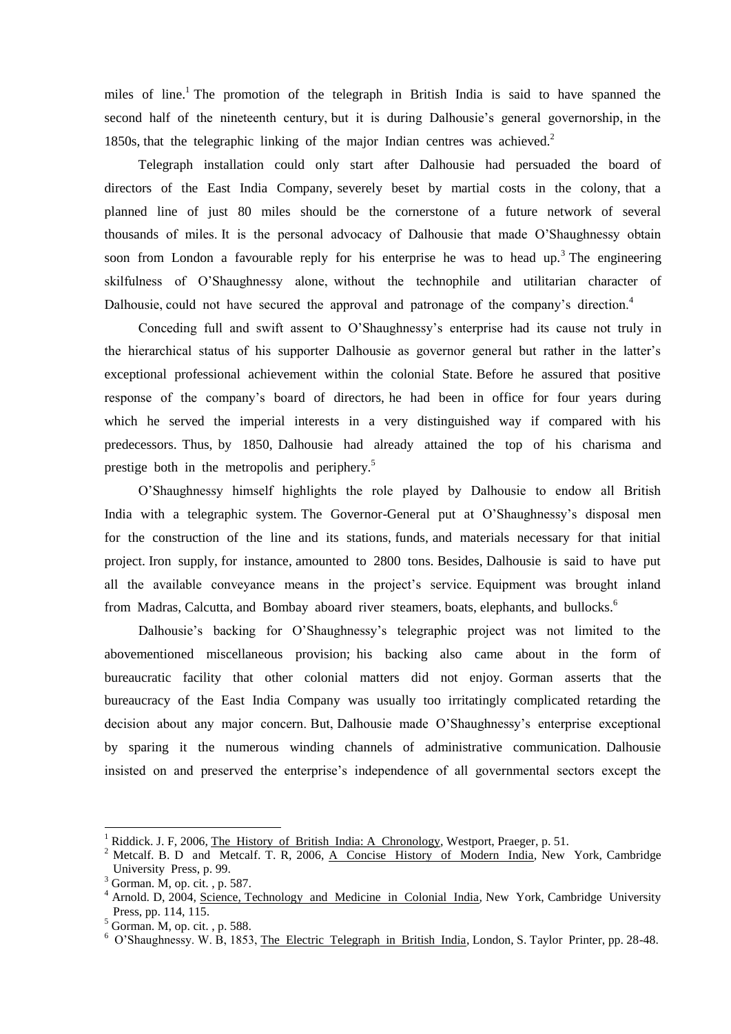miles of line.[1] The promotion of the telegraph in British India is said to have spanned the second half of the nineteenth century, but it is during Dalhousie's general governorship, in the 1850s, that the telegraphic linking of the major Indian centres was achieved.[2]

Telegraph installation could only start after Dalhousie had persuaded the board of directors of the East India Company, severely beset by martial costs in the colony, that a planned line of just 80 miles should be the cornerstone of a future network of several thousands of miles. It is the personal advocacy of Dalhousie that made O'Shaughnessy obtain soon from London a favourable reply for his enterprise he was to head up.[3] The engineering skilfulness of O'Shaughnessy alone, without the technophile and utilitarian character of Dalhousie, could not have secured the approval and patronage of the company's direction.[4]

Conceding full and swift assent to O'Shaughnessy's enterprise had its cause not truly in the hierarchical status of his supporter Dalhousie as governor general but rather in the latter's exceptional professional achievement within the colonial State. Before he assured that positive response of the company's board of directors, he had been in office for four years during which he served the imperial interests in a very distinguished way if compared with his predecessors. Thus, by 1850, Dalhousie had already attained the top of his charisma and prestige both in the metropolis and periphery.[5]

O'Shaughnessy himself highlights the role played by Dalhousie to endow all British India with a telegraphic system. The Governor-General put at O'Shaughnessy's disposal men for the construction of the line and its stations, funds, and materials necessary for that initial project. Iron supply, for instance, amounted to 2800 tons. Besides, Dalhousie is said to have put all the available conveyance means in the project's service. Equipment was brought inland from Madras, Calcutta, and Bombay aboard river steamers, boats, elephants, and bullocks.[6]

Dalhousie's backing for O'Shaughnessy's telegraphic project was not limited to the abovementioned miscellaneous provision; his backing also came about in the form of bureaucratic facility that other colonial matters did not enjoy. Gorman asserts that the bureaucracy of the East India Company was usually too irritatingly complicated retarding the decision about any major concern. But, Dalhousie made O'Shaughnessy's enterprise exceptional by sparing it the numerous winding channels of administrative communication. Dalhousie insisted on and preserved the enterprise's independence of all governmental sectors except the

---

[1] Riddick. J. F, 2006, The History of British India: A Chronology, Westport, Praeger, p. 51.

[2] Metcalf. B. D and Metcalf. T. R, 2006, A Concise History of Modern India, New York, Cambridge University Press, p. 99.

[3] Gorman. M, op. cit. , p. 587.

[4] Arnold. D, 2004, Science, Technology and Medicine in Colonial India, New York, Cambridge University Press, pp. 114, 115.

[5] Gorman. M, op. cit. , p. 588.

[6] O'Shaughnessy. W. B, 1853, The Electric Telegraph in British India, London, S. Taylor Printer, pp. 28-48.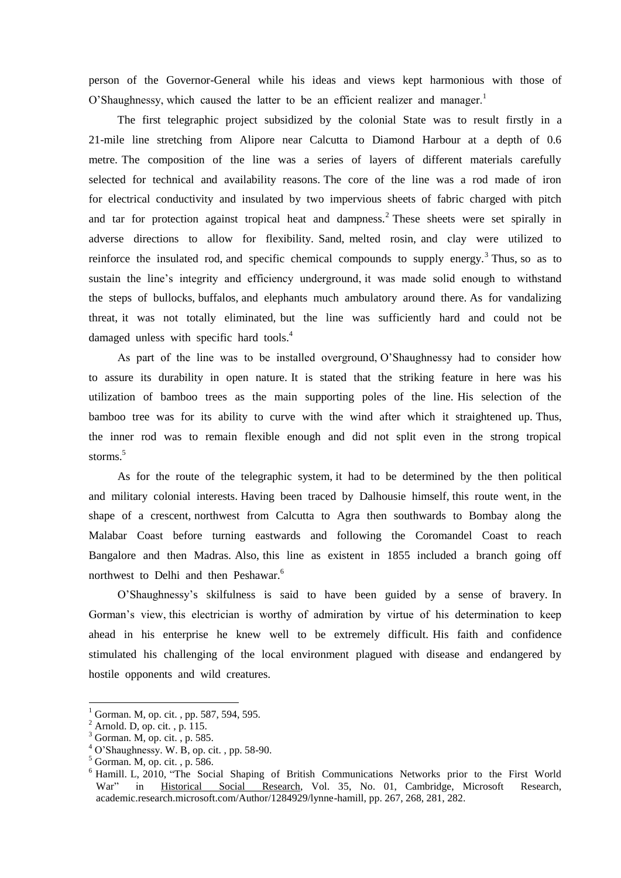person of the Governor-General while his ideas and views kept harmonious with those of O'Shaughnessy, which caused the latter to be an efficient realizer and manager.[1]

The first telegraphic project subsidized by the colonial State was to result firstly in a 21-mile line stretching from Alipore near Calcutta to Diamond Harbour at a depth of 0.6 metre. The composition of the line was a series of layers of different materials carefully selected for technical and availability reasons. The core of the line was a rod made of iron for electrical conductivity and insulated by two impervious sheets of fabric charged with pitch and tar for protection against tropical heat and dampness.[2] These sheets were set spirally in adverse directions to allow for flexibility. Sand, melted rosin, and clay were utilized to reinforce the insulated rod, and specific chemical compounds to supply energy.[3] Thus, so as to sustain the line's integrity and efficiency underground, it was made solid enough to withstand the steps of bullocks, buffalos, and elephants much ambulatory around there. As for vandalizing threat, it was not totally eliminated, but the line was sufficiently hard and could not be damaged unless with specific hard tools.[4]

As part of the line was to be installed overground, O'Shaughnessy had to consider how to assure its durability in open nature. It is stated that the striking feature in here was his utilization of bamboo trees as the main supporting poles of the line. His selection of the bamboo tree was for its ability to curve with the wind after which it straightened up. Thus, the inner rod was to remain flexible enough and did not split even in the strong tropical storms.[5]

As for the route of the telegraphic system, it had to be determined by the then political and military colonial interests. Having been traced by Dalhousie himself, this route went, in the shape of a crescent, northwest from Calcutta to Agra then southwards to Bombay along the Malabar Coast before turning eastwards and following the Coromandel Coast to reach Bangalore and then Madras. Also, this line as existent in 1855 included a branch going off northwest to Delhi and then Peshawar.[6]

O'Shaughnessy's skilfulness is said to have been guided by a sense of bravery. In Gorman's view, this electrician is worthy of admiration by virtue of his determination to keep ahead in his enterprise he knew well to be extremely difficult. His faith and confidence stimulated his challenging of the local environment plagued with disease and endangered by hostile opponents and wild creatures.

---

[1] Gorman. M, op. cit. , pp. 587, 594, 595.

[2] Arnold. D, op. cit. , p. 115.

[3] Gorman. M, op. cit. , p. 585.

[4] O'Shaughnessy. W. B, op. cit. , pp. 58-90.

[5] Gorman. M, op. cit. , p. 586.

[6] Hamill. L, 2010, "The Social Shaping of British Communications Networks prior to the First World War" in Historical Social Research, Vol. 35, No. 01, Cambridge, Microsoft Research, academic.research.microsoft.com/Author/1284929/lynne-hamill, pp. 267, 268, 281, 282.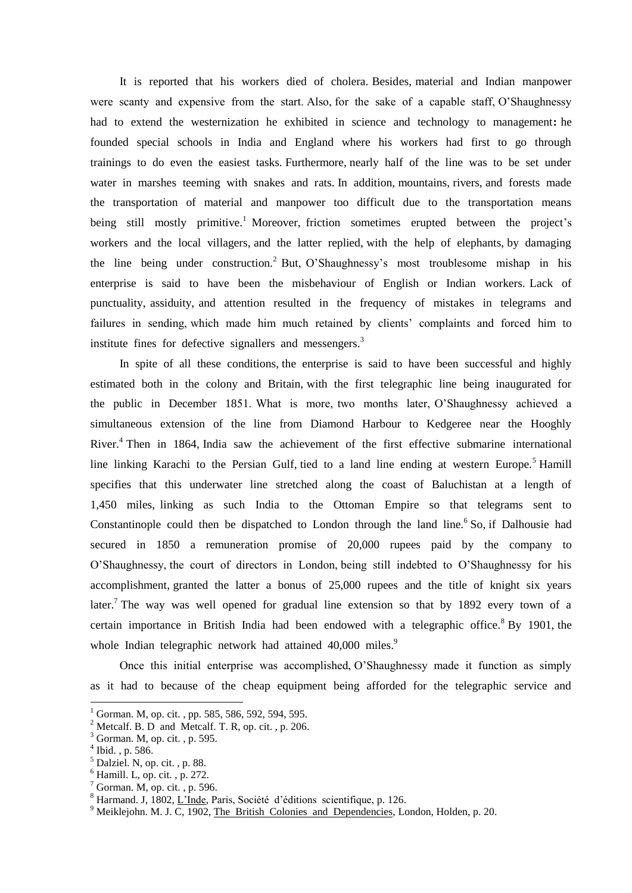It is reported that his workers died of cholera. Besides, material and Indian manpower were scanty and expensive from the start. Also, for the sake of a capable staff, O'Shaughnessy had to extend the westernization he exhibited in science and technology to management**:** he founded special schools in India and England where his workers had first to go through trainings to do even the easiest tasks. Furthermore, nearly half of the line was to be set under water in marshes teeming with snakes and rats. In addition, mountains, rivers, and forests made the transportation of material and manpower too difficult due to the transportation means being still mostly primitive.[1] Moreover, friction sometimes erupted between the project's workers and the local villagers, and the latter replied, with the help of elephants, by damaging the line being under construction.[2] But, O'Shaughnessy's most troublesome mishap in his enterprise is said to have been the misbehaviour of English or Indian workers. Lack of punctuality, assiduity, and attention resulted in the frequency of mistakes in telegrams and failures in sending, which made him much retained by clients' complaints and forced him to institute fines for defective signallers and messengers.[3]

In spite of all these conditions, the enterprise is said to have been successful and highly estimated both in the colony and Britain, with the first telegraphic line being inaugurated for the public in December 1851. What is more, two months later, O'Shaughnessy achieved a simultaneous extension of the line from Diamond Harbour to Kedgeree near the Hooghly River.[4] Then in 1864, India saw the achievement of the first effective submarine international line linking Karachi to the Persian Gulf, tied to a land line ending at western Europe.[5] Hamill specifies that this underwater line stretched along the coast of Baluchistan at a length of 1,450 miles, linking as such India to the Ottoman Empire so that telegrams sent to Constantinople could then be dispatched to London through the land line.[6] So, if Dalhousie had secured in 1850 a remuneration promise of 20,000 rupees paid by the company to O'Shaughnessy, the court of directors in London, being still indebted to O'Shaughnessy for his accomplishment, granted the latter a bonus of 25,000 rupees and the title of knight six years later.[7] The way was well opened for gradual line extension so that by 1892 every town of a certain importance in British India had been endowed with a telegraphic office.[8] By 1901, the whole Indian telegraphic network had attained 40,000 miles.[9]

Once this initial enterprise was accomplished, O'Shaughnessy made it function as simply as it had to because of the cheap equipment being afforded for the telegraphic service and

---

[1] Gorman. M, op. cit. , pp. 585, 586, 592, 594, 595.
[2] Metcalf. B. D and Metcalf. T. R, op. cit. , p. 206.
[3] Gorman. M, op. cit. , p. 595.
[4] Ibid. , p. 586.
[5] Dalziel. N, op. cit. , p. 88.
[6] Hamill. L, op. cit. , p. 272.
[7] Gorman. M, op. cit. , p. 596.
[8] Harmand. J, 1802, L'Inde, Paris, Société d'éditions scientifique, p. 126.
[9] Meiklejohn. M. J. C, 1902, The British Colonies and Dependencies, London, Holden, p. 20.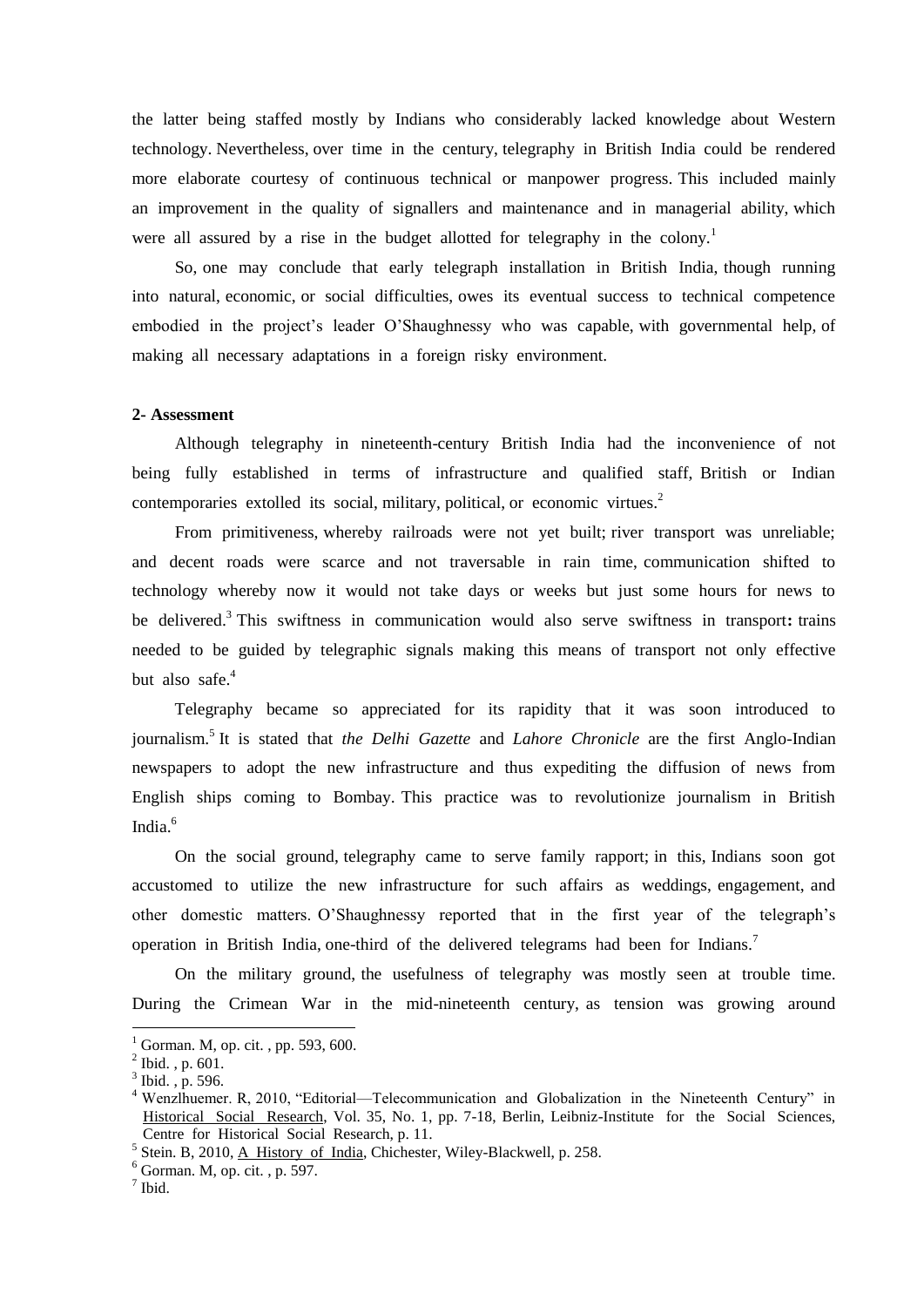the latter being staffed mostly by Indians who considerably lacked knowledge about Western technology. Nevertheless, over time in the century, telegraphy in British India could be rendered more elaborate courtesy of continuous technical or manpower progress. This included mainly an improvement in the quality of signallers and maintenance and in managerial ability, which were all assured by a rise in the budget allotted for telegraphy in the colony.[1]

So, one may conclude that early telegraph installation in British India, though running into natural, economic, or social difficulties, owes its eventual success to technical competence embodied in the project's leader O'Shaughnessy who was capable, with governmental help, of making all necessary adaptations in a foreign risky environment.

**2- Assessment**

Although telegraphy in nineteenth-century British India had the inconvenience of not being fully established in terms of infrastructure and qualified staff, British or Indian contemporaries extolled its social, military, political, or economic virtues.[2]

From primitiveness, whereby railroads were not yet built; river transport was unreliable; and decent roads were scarce and not traversable in rain time, communication shifted to technology whereby now it would not take days or weeks but just some hours for news to be delivered.[3] This swiftness in communication would also serve swiftness in transport**:** trains needed to be guided by telegraphic signals making this means of transport not only effective but also safe.[4]

Telegraphy became so appreciated for its rapidity that it was soon introduced to journalism.[5] It is stated that *the Delhi Gazette* and *Lahore Chronicle* are the first Anglo-Indian newspapers to adopt the new infrastructure and thus expediting the diffusion of news from English ships coming to Bombay. This practice was to revolutionize journalism in British India.[6]

On the social ground, telegraphy came to serve family rapport; in this, Indians soon got accustomed to utilize the new infrastructure for such affairs as weddings, engagement, and other domestic matters. O'Shaughnessy reported that in the first year of the telegraph's operation in British India, one-third of the delivered telegrams had been for Indians.[7]

On the military ground, the usefulness of telegraphy was mostly seen at trouble time. During the Crimean War in the mid-nineteenth century, as tension was growing around

---

[1] Gorman. M, op. cit. , pp. 593, 600.

[2] Ibid. , p. 601.

[3] Ibid. , p. 596.

[4] Wenzlhuemer. R, 2010, "Editorial—Telecommunication and Globalization in the Nineteenth Century" in Historical Social Research, Vol. 35, No. 1, pp. 7-18, Berlin, Leibniz-Institute for the Social Sciences, Centre for Historical Social Research, p. 11.

[5] Stein. B, 2010, A History of India, Chichester, Wiley-Blackwell, p. 258.

[6] Gorman. M, op. cit. , p. 597.

[7] Ibid.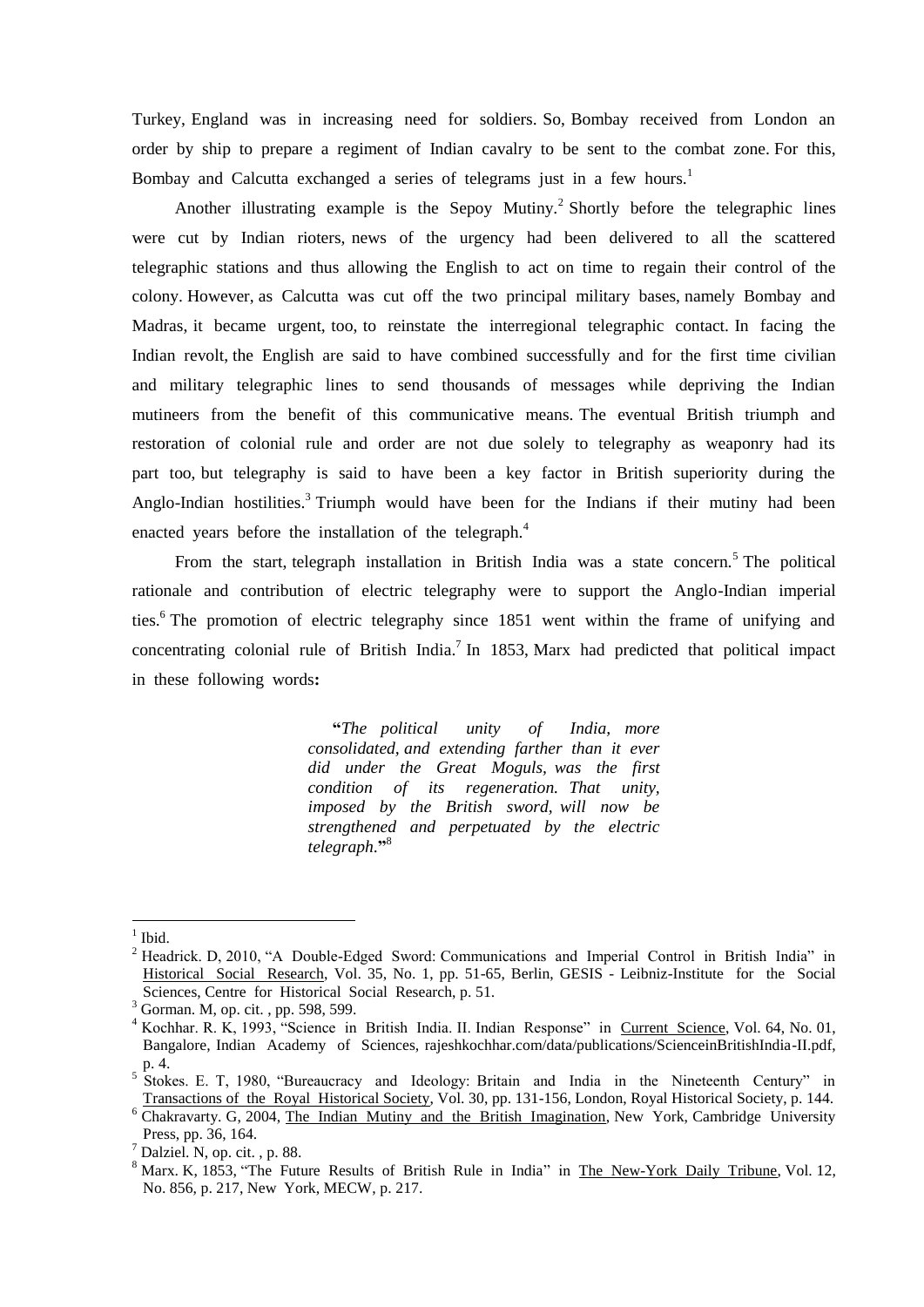Turkey, England was in increasing need for soldiers. So, Bombay received from London an order by ship to prepare a regiment of Indian cavalry to be sent to the combat zone. For this, Bombay and Calcutta exchanged a series of telegrams just in a few hours.[1]

Another illustrating example is the Sepoy Mutiny.[2] Shortly before the telegraphic lines were cut by Indian rioters, news of the urgency had been delivered to all the scattered telegraphic stations and thus allowing the English to act on time to regain their control of the colony. However, as Calcutta was cut off the two principal military bases, namely Bombay and Madras, it became urgent, too, to reinstate the interregional telegraphic contact. In facing the Indian revolt, the English are said to have combined successfully and for the first time civilian and military telegraphic lines to send thousands of messages while depriving the Indian mutineers from the benefit of this communicative means. The eventual British triumph and restoration of colonial rule and order are not due solely to telegraphy as weaponry had its part too, but telegraphy is said to have been a key factor in British superiority during the Anglo-Indian hostilities.[3] Triumph would have been for the Indians if their mutiny had been enacted years before the installation of the telegraph.[4]

From the start, telegraph installation in British India was a state concern.[5] The political rationale and contribution of electric telegraphy were to support the Anglo-Indian imperial ties.[6] The promotion of electric telegraphy since 1851 went within the frame of unifying and concentrating colonial rule of British India.[7] In 1853, Marx had predicted that political impact in these following words**:**

> **"***The political unity of India, more consolidated, and extending farther than it ever did under the Great Moguls, was the first condition of its regeneration. That unity, imposed by the British sword, will now be strengthened and perpetuated by the electric telegraph*.**"**[8]

---

[1] Ibid.

[2] Headrick. D, 2010, "A Double-Edged Sword: Communications and Imperial Control in British India" in Historical Social Research, Vol. 35, No. 1, pp. 51-65, Berlin, GESIS - Leibniz-Institute for the Social Sciences, Centre for Historical Social Research, p. 51.

[3] Gorman. M, op. cit. , pp. 598, 599.

[4] Kochhar. R. K, 1993, "Science in British India. II. Indian Response" in Current Science, Vol. 64, No. 01, Bangalore, Indian Academy of Sciences, rajeshkochhar.com/data/publications/ScienceinBritishIndia-II.pdf, p. 4.

[5] Stokes. E. T, 1980, "Bureaucracy and Ideology: Britain and India in the Nineteenth Century" in Transactions of the Royal Historical Society, Vol. 30, pp. 131-156, London, Royal Historical Society, p. 144.

[6] Chakravarty. G, 2004, The Indian Mutiny and the British Imagination, New York, Cambridge University Press, pp. 36, 164.

[7] Dalziel. N, op. cit. , p. 88.

[8] Marx. K, 1853, "The Future Results of British Rule in India" in The New-York Daily Tribune, Vol. 12, No. 856, p. 217, New York, MECW, p. 217.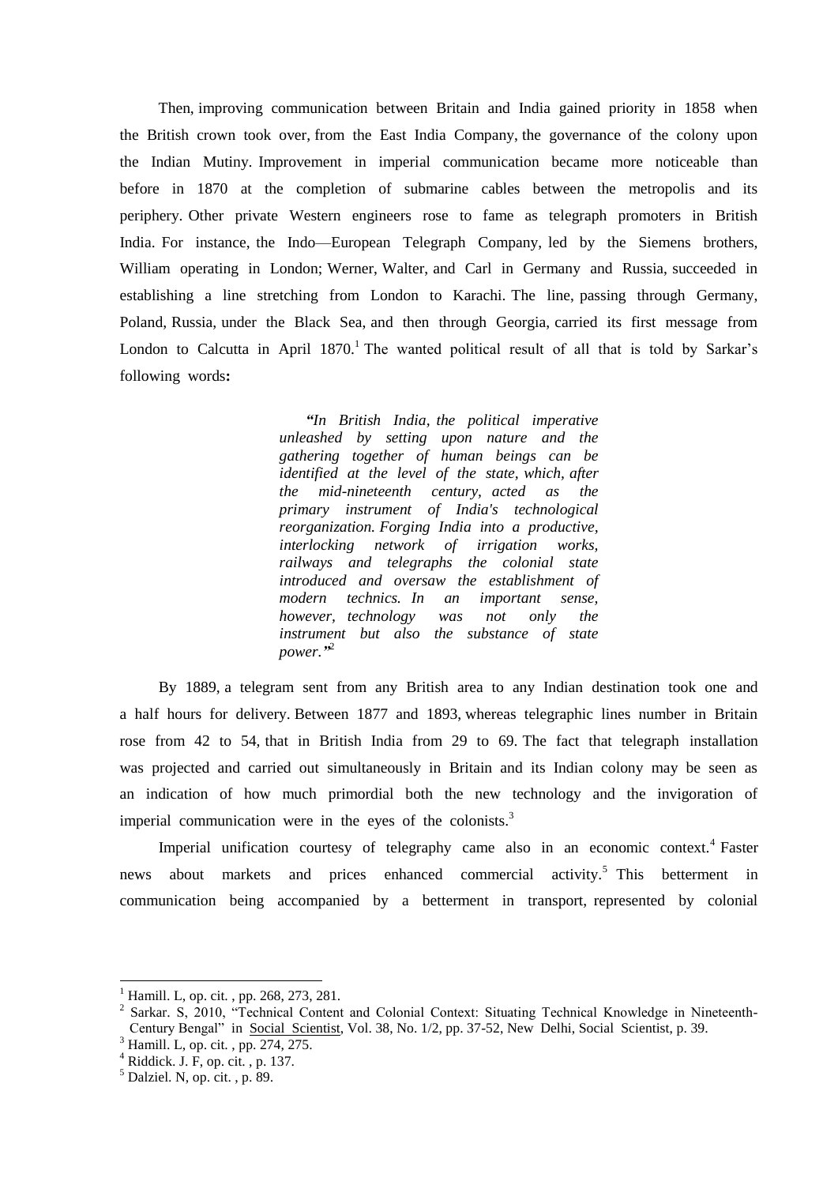Then, improving communication between Britain and India gained priority in 1858 when the British crown took over, from the East India Company, the governance of the colony upon the Indian Mutiny. Improvement in imperial communication became more noticeable than before in 1870 at the completion of submarine cables between the metropolis and its periphery. Other private Western engineers rose to fame as telegraph promoters in British India. For instance, the Indo—European Telegraph Company, led by the Siemens brothers, William operating in London; Werner, Walter, and Carl in Germany and Russia, succeeded in establishing a line stretching from London to Karachi. The line, passing through Germany, Poland, Russia, under the Black Sea, and then through Georgia, carried its first message from London to Calcutta in April 1870.[1] The wanted political result of all that is told by Sarkar's following words**:**

> ***"****In British India, the political imperative unleashed by setting upon nature and the gathering together of human beings can be identified at the level of the state, which, after the mid-nineteenth century, acted as the primary instrument of India's technological reorganization. Forging India into a productive, interlocking network of irrigation works, railways and telegraphs the colonial state introduced and oversaw the establishment of modern technics. In an important sense, however, technology was not only the instrument but also the substance of state power.****"***[2]

By 1889, a telegram sent from any British area to any Indian destination took one and a half hours for delivery. Between 1877 and 1893, whereas telegraphic lines number in Britain rose from 42 to 54, that in British India from 29 to 69. The fact that telegraph installation was projected and carried out simultaneously in Britain and its Indian colony may be seen as an indication of how much primordial both the new technology and the invigoration of imperial communication were in the eyes of the colonists.[3]

Imperial unification courtesy of telegraphy came also in an economic context.[4] Faster news about markets and prices enhanced commercial activity.[5] This betterment in communication being accompanied by a betterment in transport, represented by colonial

---

[1] Hamill. L, op. cit. , pp. 268, 273, 281.

[2] Sarkar. S, 2010, "Technical Content and Colonial Context: Situating Technical Knowledge in Nineteenth-Century Bengal" in Social Scientist, Vol. 38, No. 1/2, pp. 37-52, New Delhi, Social Scientist, p. 39.

[3] Hamill. L, op. cit. , pp. 274, 275.

[4] Riddick. J. F, op. cit. , p. 137.

[5] Dalziel. N, op. cit. , p. 89.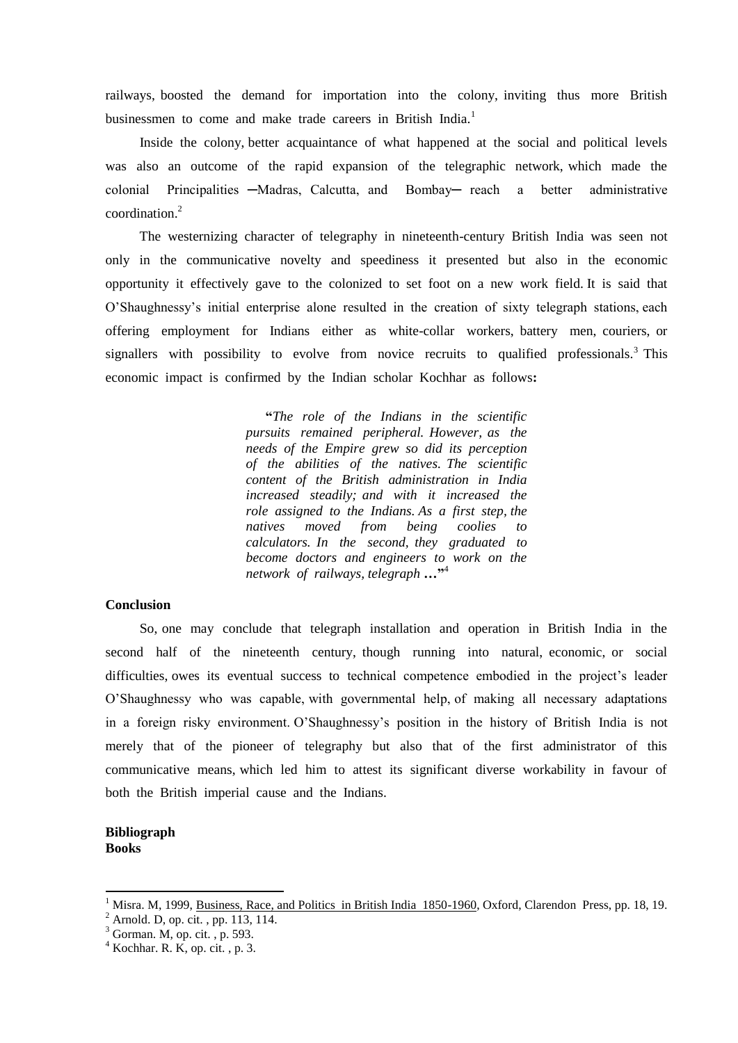railways, boosted the demand for importation into the colony, inviting thus more British businessmen to come and make trade careers in British India.[1]

Inside the colony, better acquaintance of what happened at the social and political levels was also an outcome of the rapid expansion of the telegraphic network, which made the colonial Principalities ─Madras, Calcutta, and Bombay─ reach a better administrative coordination.[2]

The westernizing character of telegraphy in nineteenth-century British India was seen not only in the communicative novelty and speediness it presented but also in the economic opportunity it effectively gave to the colonized to set foot on a new work field. It is said that O'Shaughnessy's initial enterprise alone resulted in the creation of sixty telegraph stations, each offering employment for Indians either as white-collar workers, battery men, couriers, or signallers with possibility to evolve from novice recruits to qualified professionals.[3] This economic impact is confirmed by the Indian scholar Kochhar as follows**:**

> **"***The role of the Indians in the scientific pursuits remained peripheral. However, as the needs of the Empire grew so did its perception of the abilities of the natives. The scientific content of the British administration in India increased steadily; and with it increased the role assigned to the Indians. As a first step, the natives moved from being coolies to calculators. In the second, they graduated to become doctors and engineers to work on the network of railways, telegraph* **…"**[4]

**Conclusion**

So, one may conclude that telegraph installation and operation in British India in the second half of the nineteenth century, though running into natural, economic, or social difficulties, owes its eventual success to technical competence embodied in the project's leader O'Shaughnessy who was capable, with governmental help, of making all necessary adaptations in a foreign risky environment. O'Shaughnessy's position in the history of British India is not merely that of the pioneer of telegraphy but also that of the first administrator of this communicative means, which led him to attest its significant diverse workability in favour of both the British imperial cause and the Indians.

**Bibliograph**
**Books**

---

[1] Misra. M, 1999, Business, Race, and Politics in British India 1850-1960, Oxford, Clarendon Press, pp. 18, 19.
[2] Arnold. D, op. cit. , pp. 113, 114.
[3] Gorman. M, op. cit. , p. 593.
[4] Kochhar. R. K, op. cit. , p. 3.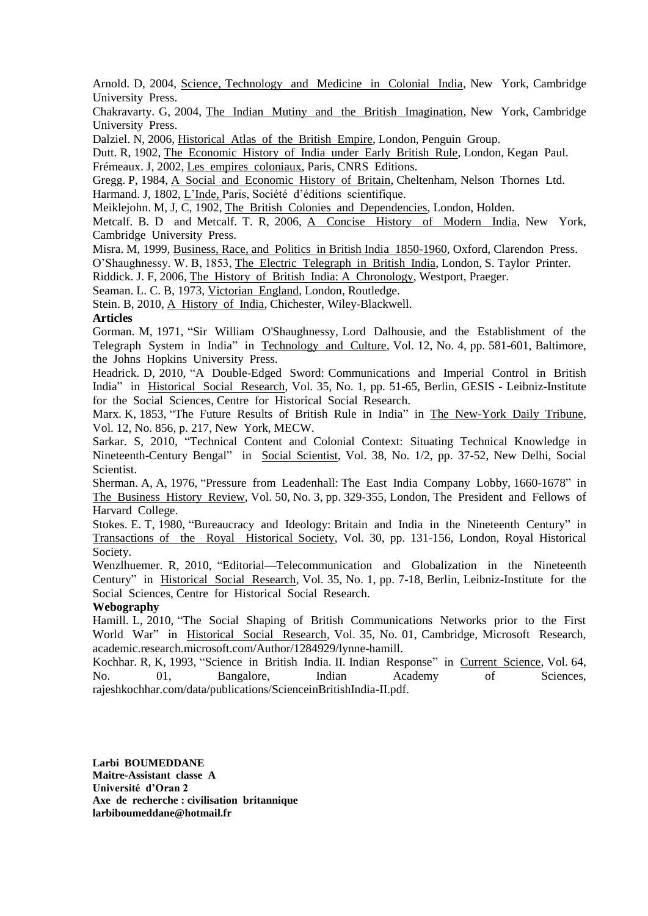Arnold. D, 2004, Science, Technology and Medicine in Colonial India, New York, Cambridge University Press.

Chakravarty. G, 2004, The Indian Mutiny and the British Imagination, New York, Cambridge University Press.

Dalziel. N, 2006, Historical Atlas of the British Empire, London, Penguin Group.

Dutt. R, 1902, The Economic History of India under Early British Rule, London, Kegan Paul.

Frémeaux. J, 2002, Les empires coloniaux, Paris, CNRS Editions.

Gregg. P, 1984, A Social and Economic History of Britain, Cheltenham, Nelson Thornes Ltd.

Harmand. J, 1802, L'Inde, Paris, Société d'éditions scientifique.

Meiklejohn. M, J, C, 1902, The British Colonies and Dependencies, London, Holden.

Metcalf. B. D and Metcalf. T. R, 2006, A Concise History of Modern India, New York, Cambridge University Press.

Misra. M, 1999, Business, Race, and Politics in British India 1850-1960, Oxford, Clarendon Press.

O'Shaughnessy. W. B, 1853, The Electric Telegraph in British India, London, S. Taylor Printer.

Riddick. J. F, 2006, The History of British India: A Chronology, Westport, Praeger.

Seaman. L. C. B, 1973, Victorian England, London, Routledge.

Stein. B, 2010, A History of India, Chichester, Wiley-Blackwell.

**Articles**

Gorman. M, 1971, "Sir William O'Shaughnessy, Lord Dalhousie, and the Establishment of the Telegraph System in India" in Technology and Culture, Vol. 12, No. 4, pp. 581-601, Baltimore, the Johns Hopkins University Press.

Headrick. D, 2010, "A Double-Edged Sword: Communications and Imperial Control in British India" in Historical Social Research, Vol. 35, No. 1, pp. 51-65, Berlin, GESIS - Leibniz-Institute for the Social Sciences, Centre for Historical Social Research.

Marx. K, 1853, "The Future Results of British Rule in India" in The New-York Daily Tribune, Vol. 12, No. 856, p. 217, New York, MECW.

Sarkar. S, 2010, "Technical Content and Colonial Context: Situating Technical Knowledge in Nineteenth-Century Bengal" in Social Scientist, Vol. 38, No. 1/2, pp. 37-52, New Delhi, Social Scientist.

Sherman. A, A, 1976, "Pressure from Leadenhall: The East India Company Lobby, 1660-1678" in The Business History Review, Vol. 50, No. 3, pp. 329-355, London, The President and Fellows of Harvard College.

Stokes. E. T, 1980, "Bureaucracy and Ideology: Britain and India in the Nineteenth Century" in Transactions of the Royal Historical Society, Vol. 30, pp. 131-156, London, Royal Historical Society.

Wenzlhuemer. R, 2010, "Editorial—Telecommunication and Globalization in the Nineteenth Century" in Historical Social Research, Vol. 35, No. 1, pp. 7-18, Berlin, Leibniz-Institute for the Social Sciences, Centre for Historical Social Research.

**Webography**

Hamill. L, 2010, "The Social Shaping of British Communications Networks prior to the First World War" in Historical Social Research, Vol. 35, No. 01, Cambridge, Microsoft Research, academic.research.microsoft.com/Author/1284929/lynne-hamill.

Kochhar. R, K, 1993, "Science in British India. II. Indian Response" in Current Science, Vol. 64, No. 01, Bangalore, Indian Academy of Sciences, rajeshkochhar.com/data/publications/ScienceinBritishIndia-II.pdf.

**Larbi BOUMEDDANE**
**Maitre-Assistant classe A**
**Université d'Oran 2**
**Axe de recherche : civilisation britannique**
**larbiboumeddane@hotmail.fr**